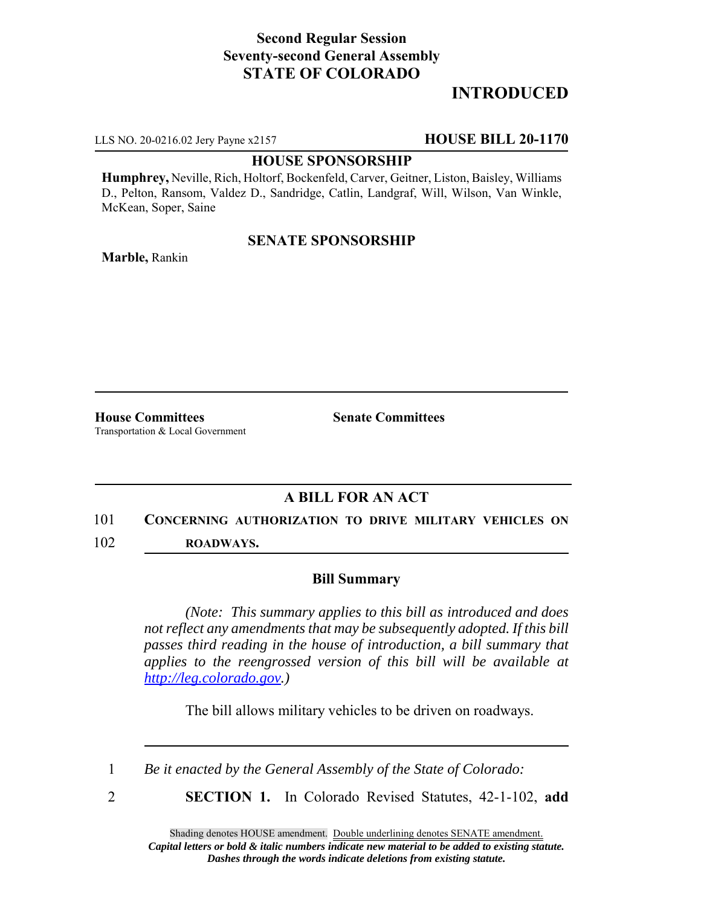**Second Regular Session**
**Seventy-second General Assembly**
**STATE OF COLORADO**

# INTRODUCED

LLS NO. 20-0216.02 Jery Payne x2157 **HOUSE BILL 20-1170**

**HOUSE SPONSORSHIP**

**Humphrey,** Neville, Rich, Holtorf, Bockenfeld, Carver, Geitner, Liston, Baisley, Williams D., Pelton, Ransom, Valdez D., Sandridge, Catlin, Landgraf, Will, Wilson, Van Winkle, McKean, Soper, Saine

**SENATE SPONSORSHIP**

**Marble,** Rankin

**House Committees**
Transportation & Local Government

**Senate Committees**

## A BILL FOR AN ACT

101 **CONCERNING AUTHORIZATION TO DRIVE MILITARY VEHICLES ON**
102 **ROADWAYS.**

### Bill Summary

*(Note: This summary applies to this bill as introduced and does not reflect any amendments that may be subsequently adopted. If this bill passes third reading in the house of introduction, a bill summary that applies to the reengrossed version of this bill will be available at http://leg.colorado.gov.)*

The bill allows military vehicles to be driven on roadways.

1 *Be it enacted by the General Assembly of the State of Colorado:*

2 **SECTION 1.** In Colorado Revised Statutes, 42-1-102, **add**

Shading denotes HOUSE amendment. Double underlining denotes SENATE amendment.
***Capital letters or bold & italic numbers indicate new material to be added to existing statute.***
***Dashes through the words indicate deletions from existing statute.***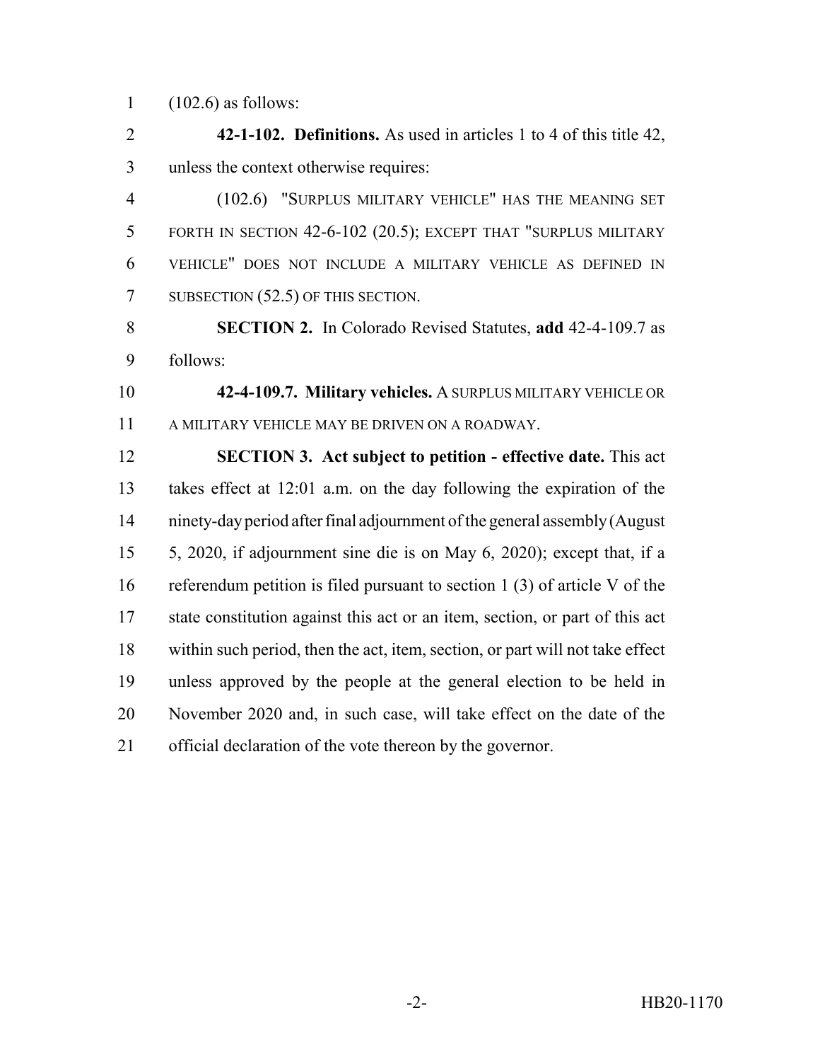(102.6) as follows:

**42-1-102. Definitions.** As used in articles 1 to 4 of this title 42, unless the context otherwise requires:

(102.6) "SURPLUS MILITARY VEHICLE" HAS THE MEANING SET FORTH IN SECTION 42-6-102 (20.5); EXCEPT THAT "SURPLUS MILITARY VEHICLE" DOES NOT INCLUDE A MILITARY VEHICLE AS DEFINED IN SUBSECTION (52.5) OF THIS SECTION.

**SECTION 2.** In Colorado Revised Statutes, **add** 42-4-109.7 as follows:

**42-4-109.7. Military vehicles.** A SURPLUS MILITARY VEHICLE OR A MILITARY VEHICLE MAY BE DRIVEN ON A ROADWAY.

**SECTION 3. Act subject to petition - effective date.** This act takes effect at 12:01 a.m. on the day following the expiration of the ninety-day period after final adjournment of the general assembly (August 5, 2020, if adjournment sine die is on May 6, 2020); except that, if a referendum petition is filed pursuant to section 1 (3) of article V of the state constitution against this act or an item, section, or part of this act within such period, then the act, item, section, or part will not take effect unless approved by the people at the general election to be held in November 2020 and, in such case, will take effect on the date of the official declaration of the vote thereon by the governor.